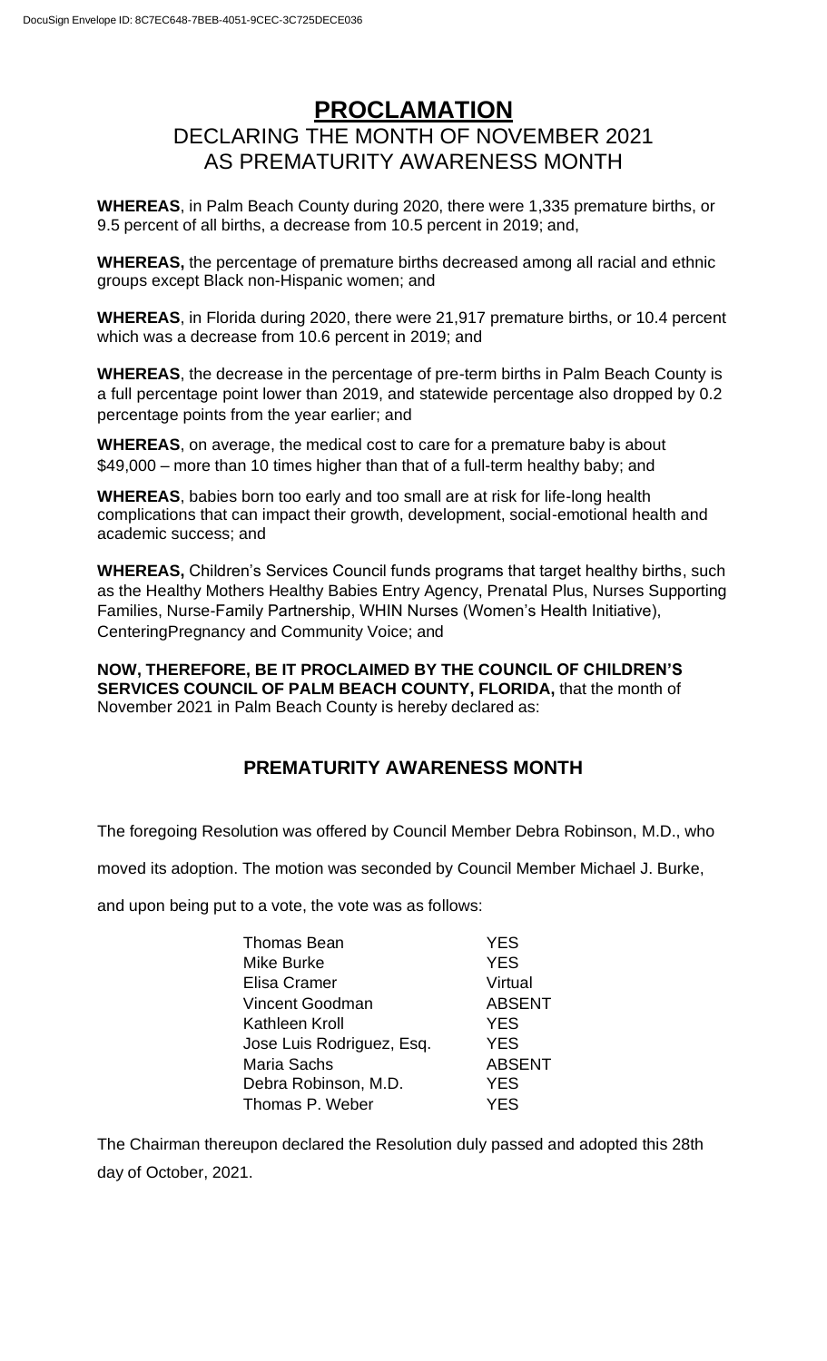# PROCLAMATION

## DECLARING THE MONTH OF NOVEMBER 2021 AS PREMATURITY AWARENESS MONTH

**WHEREAS**, in Palm Beach County during 2020, there were 1,335 premature births, or 9.5 percent of all births, a decrease from 10.5 percent in 2019; and,

**WHEREAS,** the percentage of premature births decreased among all racial and ethnic groups except Black non-Hispanic women; and

**WHEREAS**, in Florida during 2020, there were 21,917 premature births, or 10.4 percent which was a decrease from 10.6 percent in 2019; and

**WHEREAS**, the decrease in the percentage of pre-term births in Palm Beach County is a full percentage point lower than 2019, and statewide percentage also dropped by 0.2 percentage points from the year earlier; and

**WHEREAS**, on average, the medical cost to care for a premature baby is about $49,000 – more than 10 times higher than that of a full-term healthy baby; and

**WHEREAS**, babies born too early and too small are at risk for life-long health complications that can impact their growth, development, social-emotional health and academic success; and

**WHEREAS,** Children's Services Council funds programs that target healthy births, such as the Healthy Mothers Healthy Babies Entry Agency, Prenatal Plus, Nurses Supporting Families, Nurse-Family Partnership, WHIN Nurses (Women's Health Initiative), CenteringPregnancy and Community Voice; and

**NOW, THEREFORE, BE IT PROCLAIMED BY THE COUNCIL OF CHILDREN'S SERVICES COUNCIL OF PALM BEACH COUNTY, FLORIDA,** that the month of November 2021 in Palm Beach County is hereby declared as:

### PREMATURITY AWARENESS MONTH

The foregoing Resolution was offered by Council Member Debra Robinson, M.D., who moved its adoption. The motion was seconded by Council Member Michael J. Burke, and upon being put to a vote, the vote was as follows:

| | |
|---|---|
| Thomas Bean | YES |
| Mike Burke | YES |
| Elisa Cramer | Virtual |
| Vincent Goodman | ABSENT |
| Kathleen Kroll | YES |
| Jose Luis Rodriguez, Esq. | YES |
| Maria Sachs | ABSENT |
| Debra Robinson, M.D. | YES |
| Thomas P. Weber | YES |

The Chairman thereupon declared the Resolution duly passed and adopted this 28th day of October, 2021.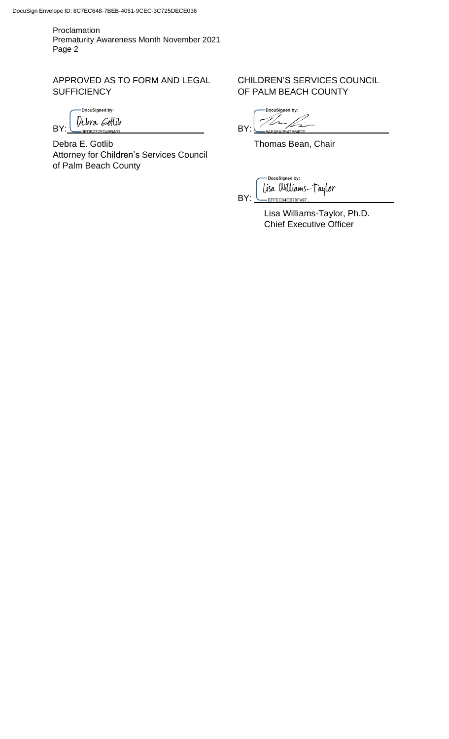Proclamation
Prematurity Awareness Month November 2021
Page 2

APPROVED AS TO FORM AND LEGAL SUFFICIENCY

DocuSigned by:
BY: Debra Gotlib
0EDB272ED49B401

Debra E. Gotlib
Attorney for Children's Services Council of Palm Beach County

CHILDREN'S SERVICES COUNCIL OF PALM BEACH COUNTY

DocuSigned by:
BY:
9AEA6A0B47B64DE

Thomas Bean, Chair

DocuSigned by:
BY: Lisa Williams-Taylor
EFFEC04CB70F497...

Lisa Williams-Taylor, Ph.D.
Chief Executive Officer